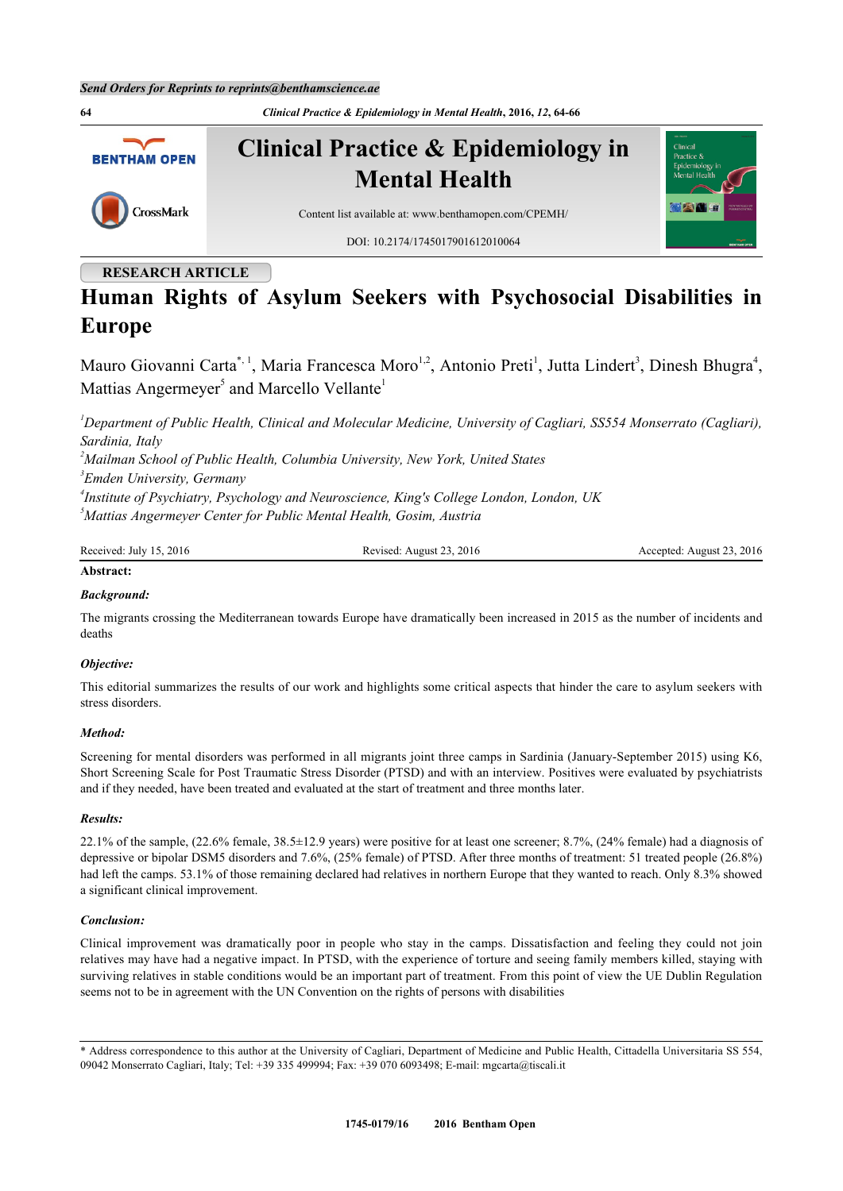RESEARCH ARTICLE

# Human Rights of Asylum Seekers with Psychosocial Disabilities in Europe

Mauro Giovanni Carta[*,1], Maria Francesca Moro[1,2], Antonio Preti[1], Jutta Lindert[3], Dinesh Bhugra[4], Mattias Angermeyer[5] and Marcello Vellante[1]

[1] *Department of Public Health, Clinical and Molecular Medicine, University of Cagliari, SS554 Monserrato (Cagliari), Sardinia, Italy*
[2] *Mailman School of Public Health, Columbia University, New York, United States*
[3] *Emden University, Germany*
[4] *Institute of Psychiatry, Psychology and Neuroscience, King's College London, London, UK*
[5] *Mattias Angermeyer Center for Public Mental Health, Gosim, Austria*

Received: July 15, 2016 | Revised: August 23, 2016 | Accepted: August 23, 2016

**Abstract:**

***Background:***

The migrants crossing the Mediterranean towards Europe have dramatically been increased in 2015 as the number of incidents and deaths

***Objective:***

This editorial summarizes the results of our work and highlights some critical aspects that hinder the care to asylum seekers with stress disorders.

***Method:***

Screening for mental disorders was performed in all migrants joint three camps in Sardinia (January-September 2015) using K6, Short Screening Scale for Post Traumatic Stress Disorder (PTSD) and with an interview. Positives were evaluated by psychiatrists and if they needed, have been treated and evaluated at the start of treatment and three months later.

***Results:***

22.1% of the sample, (22.6% female, 38.5±12.9 years) were positive for at least one screener; 8.7%, (24% female) had a diagnosis of depressive or bipolar DSM5 disorders and 7.6%, (25% female) of PTSD. After three months of treatment: 51 treated people (26.8%) had left the camps. 53.1% of those remaining declared had relatives in northern Europe that they wanted to reach. Only 8.3% showed a significant clinical improvement.

***Conclusion:***

Clinical improvement was dramatically poor in people who stay in the camps. Dissatisfaction and feeling they could not join relatives may have had a negative impact. In PTSD, with the experience of torture and seeing family members killed, staying with surviving relatives in stable conditions would be an important part of treatment. From this point of view the UE Dublin Regulation seems not to be in agreement with the UN Convention on the rights of persons with disabilities

* Address correspondence to this author at the University of Cagliari, Department of Medicine and Public Health, Cittadella Universitaria SS 554, 09042 Monserrato Cagliari, Italy; Tel: +39 335 499994; Fax: +39 070 6093498; E-mail: mgcarta@tiscali.it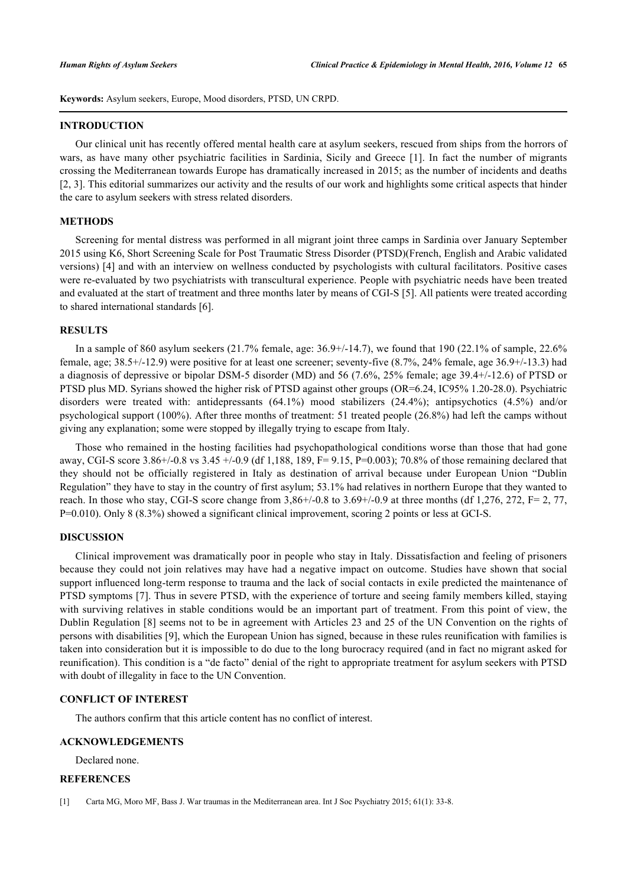**Keywords:** Asylum seekers, Europe, Mood disorders, PTSD, UN CRPD.

## INTRODUCTION

Our clinical unit has recently offered mental health care at asylum seekers, rescued from ships from the horrors of wars, as have many other psychiatric facilities in Sardinia, Sicily and Greece [1]. In fact the number of migrants crossing the Mediterranean towards Europe has dramatically increased in 2015; as the number of incidents and deaths [2, 3]. This editorial summarizes our activity and the results of our work and highlights some critical aspects that hinder the care to asylum seekers with stress related disorders.

## METHODS

Screening for mental distress was performed in all migrant joint three camps in Sardinia over January September 2015 using K6, Short Screening Scale for Post Traumatic Stress Disorder (PTSD)(French, English and Arabic validated versions) [4] and with an interview on wellness conducted by psychologists with cultural facilitators. Positive cases were re-evaluated by two psychiatrists with transcultural experience. People with psychiatric needs have been treated and evaluated at the start of treatment and three months later by means of CGI-S [5]. All patients were treated according to shared international standards [6].

## RESULTS

In a sample of 860 asylum seekers (21.7% female, age: 36.9+/-14.7), we found that 190 (22.1% of sample, 22.6% female, age; 38.5+/-12.9) were positive for at least one screener; seventy-five (8.7%, 24% female, age 36.9+/-13.3) had a diagnosis of depressive or bipolar DSM-5 disorder (MD) and 56 (7.6%, 25% female; age 39.4+/-12.6) of PTSD or PTSD plus MD. Syrians showed the higher risk of PTSD against other groups (OR=6.24, IC95% 1.20-28.0). Psychiatric disorders were treated with: antidepressants (64.1%) mood stabilizers (24.4%); antipsychotics (4.5%) and/or psychological support (100%). After three months of treatment: 51 treated people (26.8%) had left the camps without giving any explanation; some were stopped by illegally trying to escape from Italy.

Those who remained in the hosting facilities had psychopathological conditions worse than those that had gone away, CGI-S score 3.86+/-0.8 vs 3.45 +/-0.9 (df 1,188, 189, F= 9.15, P=0.003); 70.8% of those remaining declared that they should not be officially registered in Italy as destination of arrival because under European Union "Dublin Regulation" they have to stay in the country of first asylum; 53.1% had relatives in northern Europe that they wanted to reach. In those who stay, CGI-S score change from 3,86+/-0.8 to 3.69+/-0.9 at three months (df 1,276, 272, F= 2, 77, P=0.010). Only 8 (8.3%) showed a significant clinical improvement, scoring 2 points or less at GCI-S.

## DISCUSSION

Clinical improvement was dramatically poor in people who stay in Italy. Dissatisfaction and feeling of prisoners because they could not join relatives may have had a negative impact on outcome. Studies have shown that social support influenced long-term response to trauma and the lack of social contacts in exile predicted the maintenance of PTSD symptoms [7]. Thus in severe PTSD, with the experience of torture and seeing family members killed, staying with surviving relatives in stable conditions would be an important part of treatment. From this point of view, the Dublin Regulation [8] seems not to be in agreement with Articles 23 and 25 of the UN Convention on the rights of persons with disabilities [9], which the European Union has signed, because in these rules reunification with families is taken into consideration but it is impossible to do due to the long burocracy required (and in fact no migrant asked for reunification). This condition is a "de facto" denial of the right to appropriate treatment for asylum seekers with PTSD with doubt of illegality in face to the UN Convention.

## CONFLICT OF INTEREST

The authors confirm that this article content has no conflict of interest.

## ACKNOWLEDGEMENTS

Declared none.

## REFERENCES

[1] Carta MG, Moro MF, Bass J. War traumas in the Mediterranean area. Int J Soc Psychiatry 2015; 61(1): 33-8.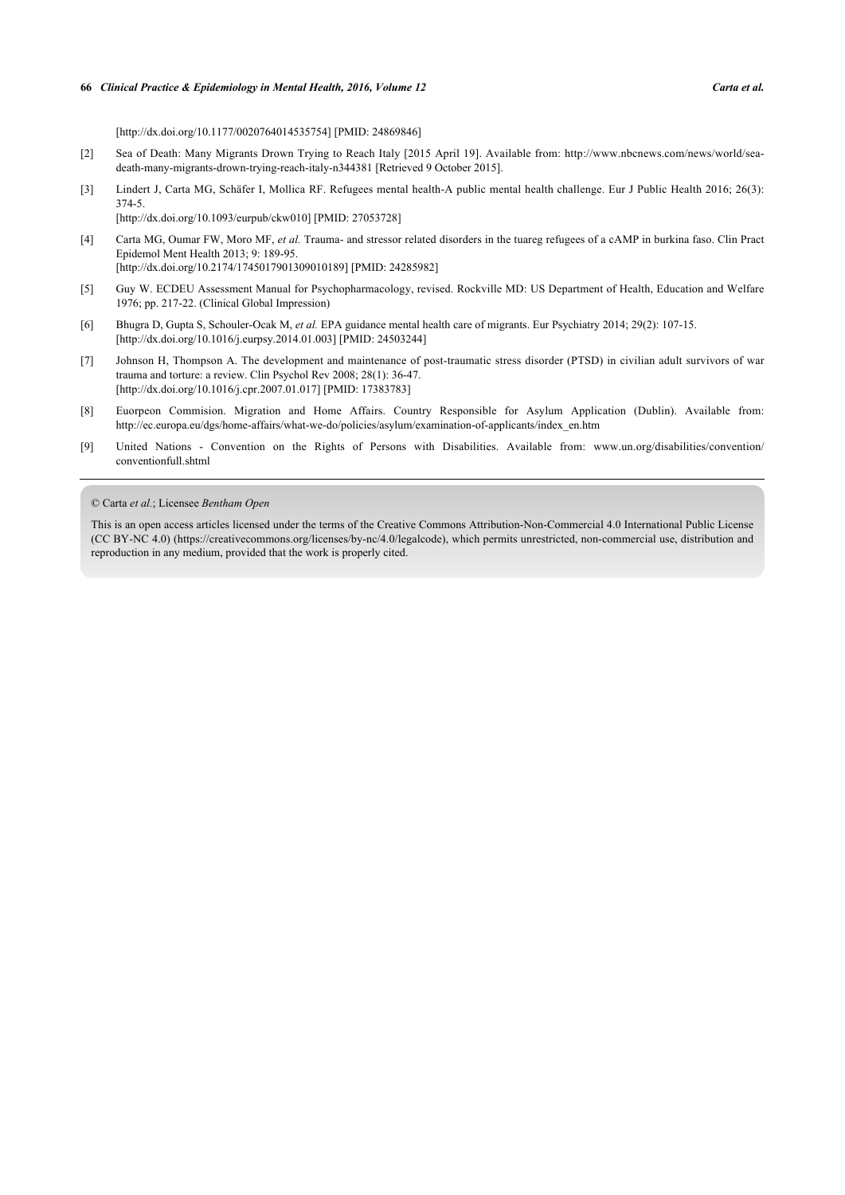[http://dx.doi.org/10.1177/0020764014535754] [PMID: 24869846]

[2] Sea of Death: Many Migrants Drown Trying to Reach Italy [2015 April 19]. Available from: http://www.nbcnews.com/news/world/sea-death-many-migrants-drown-trying-reach-italy-n344381 [Retrieved 9 October 2015].

[3] Lindert J, Carta MG, Schäfer I, Mollica RF. Refugees mental health-A public mental health challenge. Eur J Public Health 2016; 26(3): 374-5.
[http://dx.doi.org/10.1093/eurpub/ckw010] [PMID: 27053728]

[4] Carta MG, Oumar FW, Moro MF, *et al.* Trauma- and stressor related disorders in the tuareg refugees of a cAMP in burkina faso. Clin Pract Epidemol Ment Health 2013; 9: 189-95.
[http://dx.doi.org/10.2174/1745017901309010189] [PMID: 24285982]

[5] Guy W. ECDEU Assessment Manual for Psychopharmacology, revised. Rockville MD: US Department of Health, Education and Welfare 1976; pp. 217-22. (Clinical Global Impression)

[6] Bhugra D, Gupta S, Schouler-Ocak M, *et al.* EPA guidance mental health care of migrants. Eur Psychiatry 2014; 29(2): 107-15.
[http://dx.doi.org/10.1016/j.eurpsy.2014.01.003] [PMID: 24503244]

[7] Johnson H, Thompson A. The development and maintenance of post-traumatic stress disorder (PTSD) in civilian adult survivors of war trauma and torture: a review. Clin Psychol Rev 2008; 28(1): 36-47.
[http://dx.doi.org/10.1016/j.cpr.2007.01.017] [PMID: 17383783]

[8] Euorpeon Commision. Migration and Home Affairs. Country Responsible for Asylum Application (Dublin). Available from: http://ec.europa.eu/dgs/home-affairs/what-we-do/policies/asylum/examination-of-applicants/index_en.htm

[9] United Nations - Convention on the Rights of Persons with Disabilities. Available from: www.un.org/disabilities/convention/conventionfull.shtml

© Carta *et al.*; Licensee *Bentham Open*

This is an open access articles licensed under the terms of the Creative Commons Attribution-Non-Commercial 4.0 International Public License (CC BY-NC 4.0) (https://creativecommons.org/licenses/by-nc/4.0/legalcode), which permits unrestricted, non-commercial use, distribution and reproduction in any medium, provided that the work is properly cited.